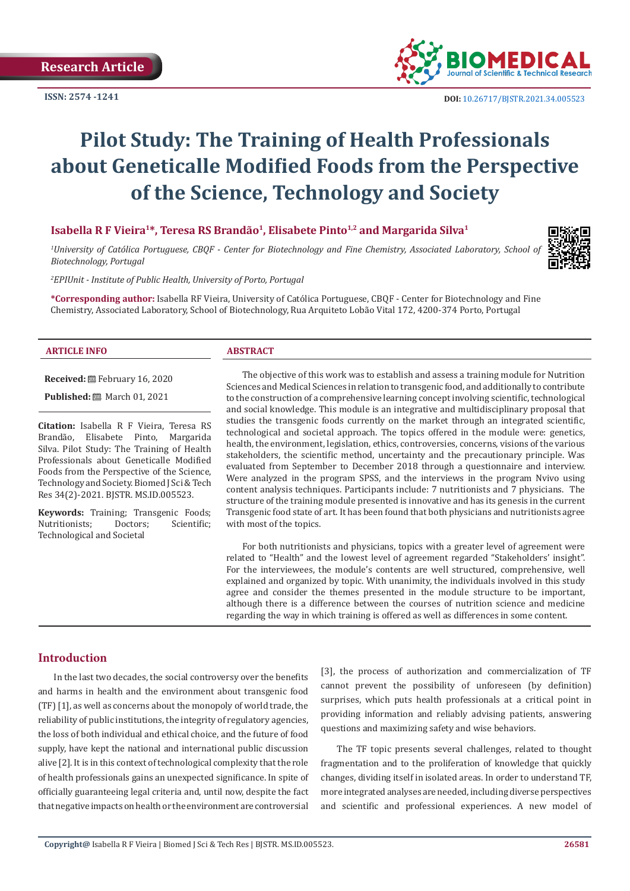Research Article

ISSN: 2574 -1241

DOI: 10.26717/BJSTR.2021.34.005523

# Pilot Study: The Training of Health Professionals about Geneticalle Modified Foods from the Perspective of the Science, Technology and Society

**Isabella R F Vieira[1]*, Teresa RS Brandão[1], Elisabete Pinto[1,2] and Margarida Silva[1]**

[1]*University of Católica Portuguese, CBQF - Center for Biotechnology and Fine Chemistry, Associated Laboratory, School of Biotechnology, Portugal*

[2]*EPIUnit - Institute of Public Health, University of Porto, Portugal*

**\*Corresponding author:** Isabella RF Vieira, University of Católica Portuguese, CBQF - Center for Biotechnology and Fine Chemistry, Associated Laboratory, School of Biotechnology, Rua Arquiteto Lobão Vital 172, 4200-374 Porto, Portugal

## ARTICLE INFO

**Received:** February 16, 2020

**Published:** March 01, 2021

**Citation:** Isabella R F Vieira, Teresa RS Brandão, Elisabete Pinto, Margarida Silva. Pilot Study: The Training of Health Professionals about Geneticalle Modified Foods from the Perspective of the Science, Technology and Society. Biomed J Sci & Tech Res 34(2)-2021. BJSTR. MS.ID.005523.

**Keywords:** Training; Transgenic Foods; Nutritionists; Doctors; Scientific; Technological and Societal

## ABSTRACT

The objective of this work was to establish and assess a training module for Nutrition Sciences and Medical Sciences in relation to transgenic food, and additionally to contribute to the construction of a comprehensive learning concept involving scientific, technological and social knowledge. This module is an integrative and multidisciplinary proposal that studies the transgenic foods currently on the market through an integrated scientific, technological and societal approach. The topics offered in the module were: genetics, health, the environment, legislation, ethics, controversies, concerns, visions of the various stakeholders, the scientific method, uncertainty and the precautionary principle. Was evaluated from September to December 2018 through a questionnaire and interview. Were analyzed in the program SPSS, and the interviews in the program Nvivo using content analysis techniques. Participants include: 7 nutritionists and 7 physicians. The structure of the training module presented is innovative and has its genesis in the current Transgenic food state of art. It has been found that both physicians and nutritionists agree with most of the topics.

For both nutritionists and physicians, topics with a greater level of agreement were related to "Health" and the lowest level of agreement regarded "Stakeholders' insight". For the interviewees, the module's contents are well structured, comprehensive, well explained and organized by topic. With unanimity, the individuals involved in this study agree and consider the themes presented in the module structure to be important, although there is a difference between the courses of nutrition science and medicine regarding the way in which training is offered as well as differences in some content.

## Introduction

In the last two decades, the social controversy over the benefits and harms in health and the environment about transgenic food (TF) [1], as well as concerns about the monopoly of world trade, the reliability of public institutions, the integrity of regulatory agencies, the loss of both individual and ethical choice, and the future of food supply, have kept the national and international public discussion alive [2]. It is in this context of technological complexity that the role of health professionals gains an unexpected significance. In spite of officially guaranteeing legal criteria and, until now, despite the fact that negative impacts on health or the environment are controversial [3], the process of authorization and commercialization of TF cannot prevent the possibility of unforeseen (by definition) surprises, which puts health professionals at a critical point in providing information and reliably advising patients, answering questions and maximizing safety and wise behaviors.

The TF topic presents several challenges, related to thought fragmentation and to the proliferation of knowledge that quickly changes, dividing itself in isolated areas. In order to understand TF, more integrated analyses are needed, including diverse perspectives and scientific and professional experiences. A new model of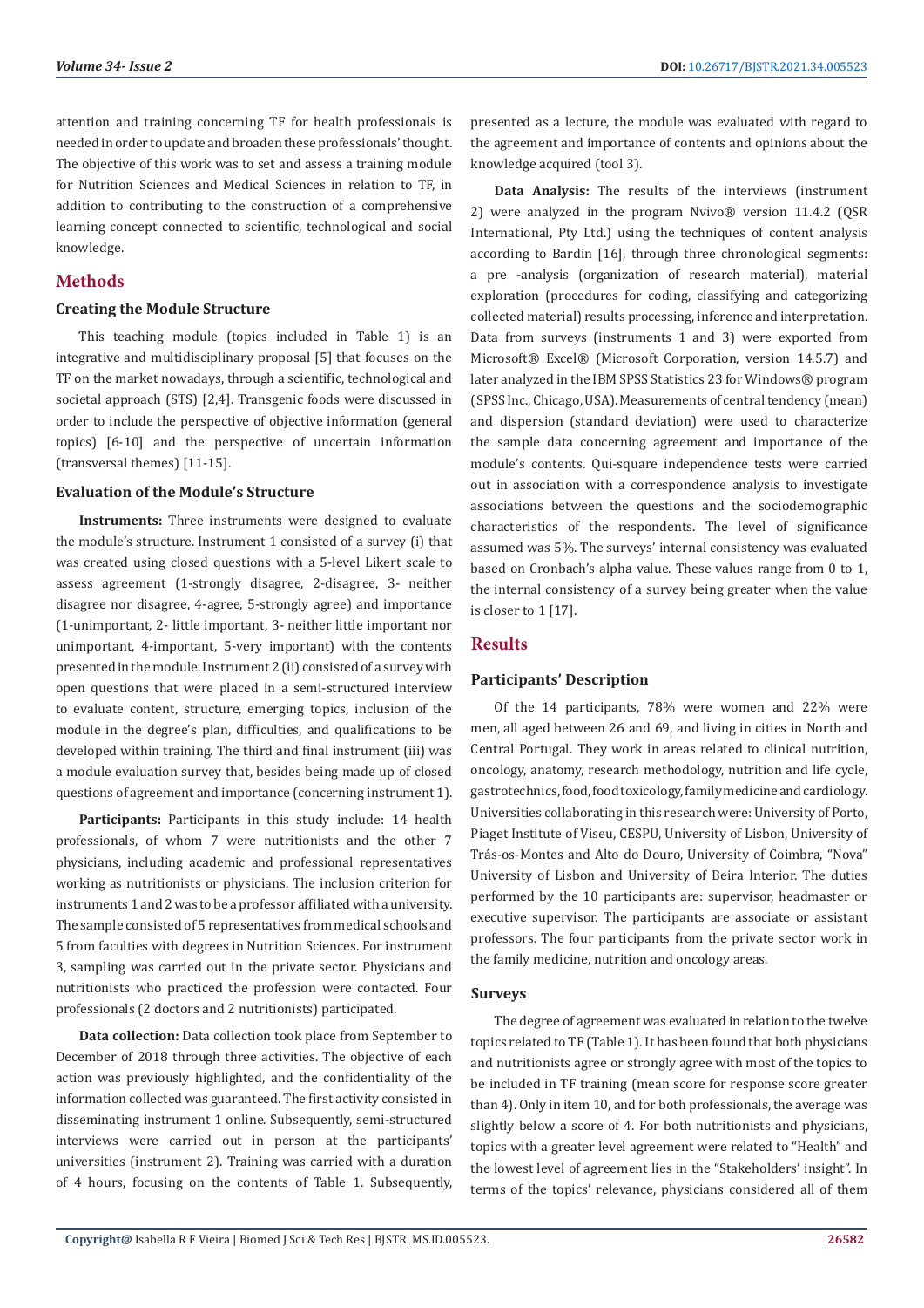attention and training concerning TF for health professionals is needed in order to update and broaden these professionals' thought. The objective of this work was to set and assess a training module for Nutrition Sciences and Medical Sciences in relation to TF, in addition to contributing to the construction of a comprehensive learning concept connected to scientific, technological and social knowledge.

## Methods

### Creating the Module Structure

This teaching module (topics included in Table 1) is an integrative and multidisciplinary proposal [5] that focuses on the TF on the market nowadays, through a scientific, technological and societal approach (STS) [2,4]. Transgenic foods were discussed in order to include the perspective of objective information (general topics) [6-10] and the perspective of uncertain information (transversal themes) [11-15].

### Evaluation of the Module's Structure

**Instruments:** Three instruments were designed to evaluate the module's structure. Instrument 1 consisted of a survey (i) that was created using closed questions with a 5-level Likert scale to assess agreement (1-strongly disagree, 2-disagree, 3- neither disagree nor disagree, 4-agree, 5-strongly agree) and importance (1-unimportant, 2- little important, 3- neither little important nor unimportant, 4-important, 5-very important) with the contents presented in the module. Instrument 2 (ii) consisted of a survey with open questions that were placed in a semi-structured interview to evaluate content, structure, emerging topics, inclusion of the module in the degree's plan, difficulties, and qualifications to be developed within training. The third and final instrument (iii) was a module evaluation survey that, besides being made up of closed questions of agreement and importance (concerning instrument 1).

**Participants:** Participants in this study include: 14 health professionals, of whom 7 were nutritionists and the other 7 physicians, including academic and professional representatives working as nutritionists or physicians. The inclusion criterion for instruments 1 and 2 was to be a professor affiliated with a university. The sample consisted of 5 representatives from medical schools and 5 from faculties with degrees in Nutrition Sciences. For instrument 3, sampling was carried out in the private sector. Physicians and nutritionists who practiced the profession were contacted. Four professionals (2 doctors and 2 nutritionists) participated.

**Data collection:** Data collection took place from September to December of 2018 through three activities. The objective of each action was previously highlighted, and the confidentiality of the information collected was guaranteed. The first activity consisted in disseminating instrument 1 online. Subsequently, semi-structured interviews were carried out in person at the participants' universities (instrument 2). Training was carried with a duration of 4 hours, focusing on the contents of Table 1. Subsequently, presented as a lecture, the module was evaluated with regard to the agreement and importance of contents and opinions about the knowledge acquired (tool 3).

**Data Analysis:** The results of the interviews (instrument 2) were analyzed in the program Nvivo® version 11.4.2 (QSR International, Pty Ltd.) using the techniques of content analysis according to Bardin [16], through three chronological segments: a pre -analysis (organization of research material), material exploration (procedures for coding, classifying and categorizing collected material) results processing, inference and interpretation. Data from surveys (instruments 1 and 3) were exported from Microsoft® Excel® (Microsoft Corporation, version 14.5.7) and later analyzed in the IBM SPSS Statistics 23 for Windows® program (SPSS Inc., Chicago, USA). Measurements of central tendency (mean) and dispersion (standard deviation) were used to characterize the sample data concerning agreement and importance of the module's contents. Qui-square independence tests were carried out in association with a correspondence analysis to investigate associations between the questions and the sociodemographic characteristics of the respondents. The level of significance assumed was 5%. The surveys' internal consistency was evaluated based on Cronbach's alpha value. These values range from 0 to 1, the internal consistency of a survey being greater when the value is closer to 1 [17].

## Results

### Participants' Description

Of the 14 participants, 78% were women and 22% were men, all aged between 26 and 69, and living in cities in North and Central Portugal. They work in areas related to clinical nutrition, oncology, anatomy, research methodology, nutrition and life cycle, gastrotechnics, food, food toxicology, family medicine and cardiology. Universities collaborating in this research were: University of Porto, Piaget Institute of Viseu, CESPU, University of Lisbon, University of Trás-os-Montes and Alto do Douro, University of Coimbra, "Nova" University of Lisbon and University of Beira Interior. The duties performed by the 10 participants are: supervisor, headmaster or executive supervisor. The participants are associate or assistant professors. The four participants from the private sector work in the family medicine, nutrition and oncology areas.

### Surveys

The degree of agreement was evaluated in relation to the twelve topics related to TF (Table 1). It has been found that both physicians and nutritionists agree or strongly agree with most of the topics to be included in TF training (mean score for response score greater than 4). Only in item 10, and for both professionals, the average was slightly below a score of 4. For both nutritionists and physicians, topics with a greater level agreement were related to "Health" and the lowest level of agreement lies in the "Stakeholders' insight". In terms of the topics' relevance, physicians considered all of them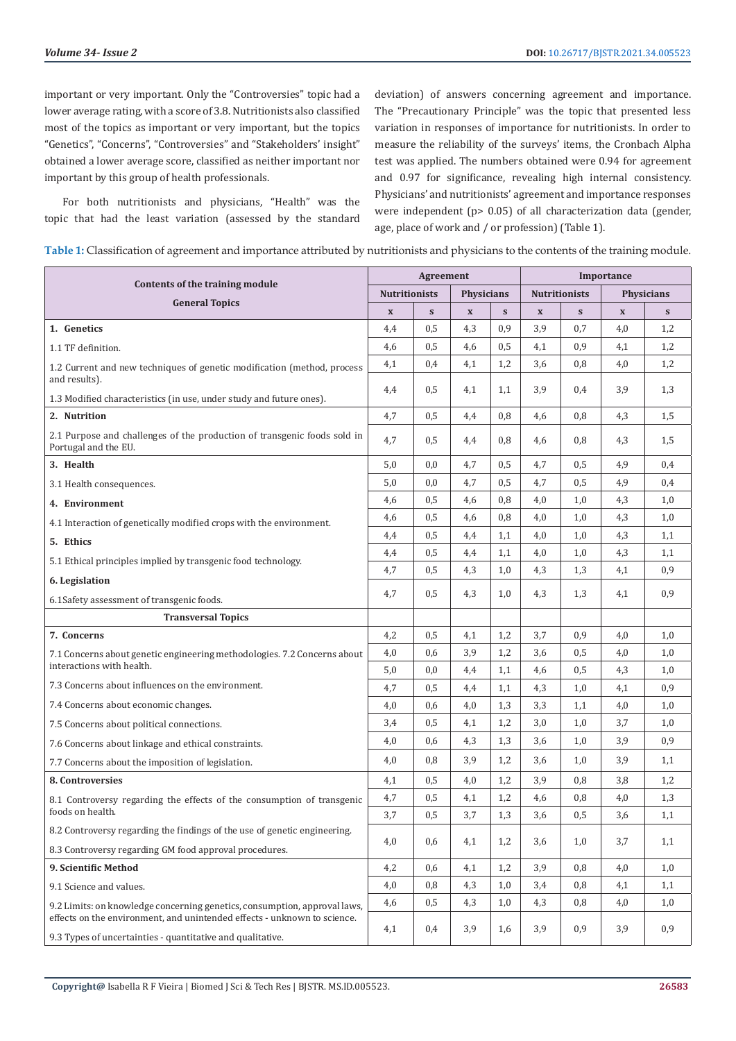important or very important. Only the "Controversies" topic had a lower average rating, with a score of 3.8. Nutritionists also classified most of the topics as important or very important, but the topics "Genetics", "Concerns", "Controversies" and "Stakeholders' insight" obtained a lower average score, classified as neither important nor important by this group of health professionals.

For both nutritionists and physicians, "Health" was the topic that had the least variation (assessed by the standard deviation) of answers concerning agreement and importance. The "Precautionary Principle" was the topic that presented less variation in responses of importance for nutritionists. In order to measure the reliability of the surveys' items, the Cronbach Alpha test was applied. The numbers obtained were 0.94 for agreement and 0.97 for significance, revealing high internal consistency. Physicians' and nutritionists' agreement and importance responses were independent ($p > 0.05$) of all characterization data (gender, age, place of work and / or profession) (Table 1).

**Table 1:** Classification of agreement and importance attributed by nutritionists and physicians to the contents of the training module.

| Contents of the training module | Agreement | | | | Importance | | | |
|---|---|---|---|---|---|---|---|---|
| | Nutritionists | | Physicians | | Nutritionists | | Physicians | |
| General Topics | x | s | x | s | x | s | x | s |
| **1. Genetics** | 4,4 | 0,5 | 4,3 | 0,9 | 3,9 | 0,7 | 4,0 | 1,2 |
| 1.1 TF definition. | 4,6 | 0,5 | 4,6 | 0,5 | 4,1 | 0,9 | 4,1 | 1,2 |
| 1.2 Current and new techniques of genetic modification (method, process and results). | 4,1 | 0,4 | 4,1 | 1,2 | 3,6 | 0,8 | 4,0 | 1,2 |
| 1.3 Modified characteristics (in use, under study and future ones). | 4,4 | 0,5 | 4,1 | 1,1 | 3,9 | 0,4 | 3,9 | 1,3 |
| **2. Nutrition** | 4,7 | 0,5 | 4,4 | 0,8 | 4,6 | 0,8 | 4,3 | 1,5 |
| 2.1 Purpose and challenges of the production of transgenic foods sold in Portugal and the EU. | 4,7 | 0,5 | 4,4 | 0,8 | 4,6 | 0,8 | 4,3 | 1,5 |
| **3. Health** | 5,0 | 0,0 | 4,7 | 0,5 | 4,7 | 0,5 | 4,9 | 0,4 |
| 3.1 Health consequences. | 5,0 | 0,0 | 4,7 | 0,5 | 4,7 | 0,5 | 4,9 | 0,4 |
| **4. Environment** | 4,6 | 0,5 | 4,6 | 0,8 | 4,0 | 1,0 | 4,3 | 1,0 |
| 4.1 Interaction of genetically modified crops with the environment. | 4,6 | 0,5 | 4,6 | 0,8 | 4,0 | 1,0 | 4,3 | 1,0 |
| **5. Ethics** | 4,4 | 0,5 | 4,4 | 1,1 | 4,0 | 1,0 | 4,3 | 1,1 |
| 5.1 Ethical principles implied by transgenic food technology. | 4,4 | 0,5 | 4,4 | 1,1 | 4,0 | 1,0 | 4,3 | 1,1 |
| **6. Legislation** | 4,7 | 0,5 | 4,3 | 1,0 | 4,3 | 1,3 | 4,1 | 0,9 |
| 6.1Safety assessment of transgenic foods. | 4,7 | 0,5 | 4,3 | 1,0 | 4,3 | 1,3 | 4,1 | 0,9 |
| **Transversal Topics** | | | | | | | | |
| **7. Concerns** | 4,2 | 0,5 | 4,1 | 1,2 | 3,7 | 0,9 | 4,0 | 1,0 |
| 7.1 Concerns about genetic engineering methodologies. | 4,0 | 0,6 | 3,9 | 1,2 | 3,6 | 0,5 | 4,0 | 1,0 |
| 7.2 Concerns about interactions with health. | 5,0 | 0,0 | 4,4 | 1,1 | 4,6 | 0,5 | 4,3 | 1,0 |
| 7.3 Concerns about influences on the environment. | 4,7 | 0,5 | 4,4 | 1,1 | 4,3 | 1,0 | 4,1 | 0,9 |
| 7.4 Concerns about economic changes. | 4,0 | 0,6 | 4,0 | 1,3 | 3,3 | 1,1 | 4,0 | 1,0 |
| 7.5 Concerns about political connections. | 3,4 | 0,5 | 4,1 | 1,2 | 3,0 | 1,0 | 3,7 | 1,0 |
| 7.6 Concerns about linkage and ethical constraints. | 4,0 | 0,6 | 4,3 | 1,3 | 3,6 | 1,0 | 3,9 | 0,9 |
| 7.7 Concerns about the imposition of legislation. | 4,0 | 0,8 | 3,9 | 1,2 | 3,6 | 1,0 | 3,9 | 1,1 |
| **8. Controversies** | 4,1 | 0,5 | 4,0 | 1,2 | 3,9 | 0,8 | 3,8 | 1,2 |
| 8.1 Controversy regarding the effects of the consumption of transgenic foods on health. | 4,7 | 0,5 | 4,1 | 1,2 | 4,6 | 0,8 | 4,0 | 1,3 |
| 8.2 Controversy regarding the findings of the use of genetic engineering. | 3,7 | 0,5 | 3,7 | 1,3 | 3,6 | 0,5 | 3,6 | 1,1 |
| 8.3 Controversy regarding GM food approval procedures. | 4,0 | 0,6 | 4,1 | 1,2 | 3,6 | 1,0 | 3,7 | 1,1 |
| **9. Scientific Method** | 4,2 | 0,6 | 4,1 | 1,2 | 3,9 | 0,8 | 4,0 | 1,0 |
| 9.1 Science and values. | 4,0 | 0,8 | 4,3 | 1,0 | 3,4 | 0,8 | 4,1 | 1,1 |
| 9.2 Limits: on knowledge concerning genetics, consumption, approval laws, effects on the environment, and unintended effects - unknown to science. | 4,6 | 0,5 | 4,3 | 1,0 | 4,3 | 0,8 | 4,0 | 1,0 |
| 9.3 Types of uncertainties - quantitative and qualitative. | 4,1 | 0,4 | 3,9 | 1,6 | 3,9 | 0,9 | 3,9 | 0,9 |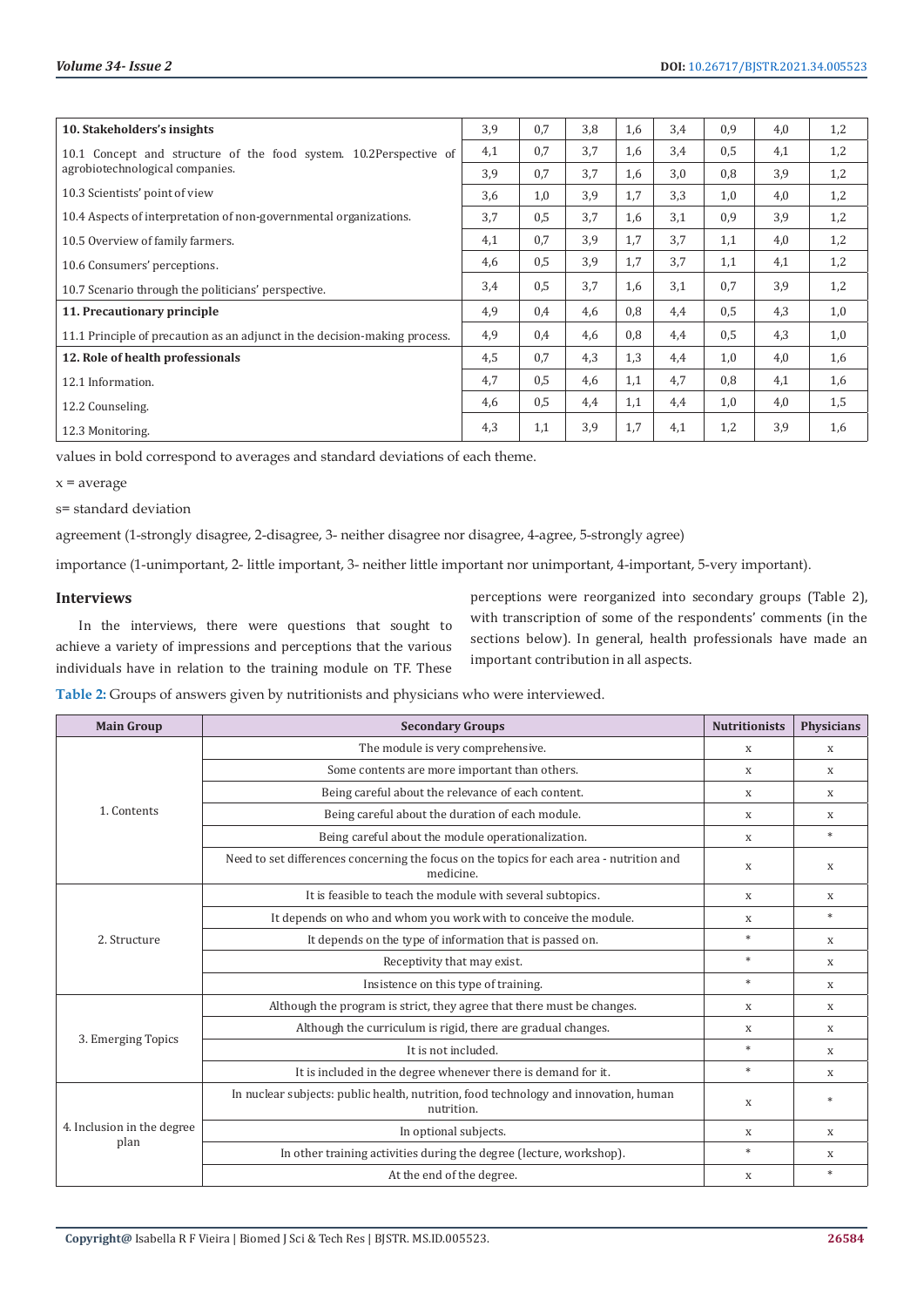| 10. Stakeholders's insights | 3,9 | 0,7 | 3,8 | 1,6 | 3,4 | 0,9 | 4,0 | 1,2 |
|---|---|---|---|---|---|---|---|---|
| 10.1 Concept and structure of the food system. 10.2Perspective of agrobiotechnological companies. | 4,1 | 0,7 | 3,7 | 1,6 | 3,4 | 0,5 | 4,1 | 1,2 |
| | 3,9 | 0,7 | 3,7 | 1,6 | 3,0 | 0,8 | 3,9 | 1,2 |
| 10.3 Scientists' point of view | 3,6 | 1,0 | 3,9 | 1,7 | 3,3 | 1,0 | 4,0 | 1,2 |
| 10.4 Aspects of interpretation of non-governmental organizations. | 3,7 | 0,5 | 3,7 | 1,6 | 3,1 | 0,9 | 3,9 | 1,2 |
| 10.5 Overview of family farmers. | 4,1 | 0,7 | 3,9 | 1,7 | 3,7 | 1,1 | 4,0 | 1,2 |
| 10.6 Consumers' perceptions. | 4,6 | 0,5 | 3,9 | 1,7 | 3,7 | 1,1 | 4,1 | 1,2 |
| 10.7 Scenario through the politicians' perspective. | 3,4 | 0,5 | 3,7 | 1,6 | 3,1 | 0,7 | 3,9 | 1,2 |
| **11. Precautionary principle** | 4,9 | 0,4 | 4,6 | 0,8 | 4,4 | 0,5 | 4,3 | 1,0 |
| 11.1 Principle of precaution as an adjunct in the decision-making process. | 4,9 | 0,4 | 4,6 | 0,8 | 4,4 | 0,5 | 4,3 | 1,0 |
| **12. Role of health professionals** | 4,5 | 0,7 | 4,3 | 1,3 | 4,4 | 1,0 | 4,0 | 1,6 |
| 12.1 Information. | 4,7 | 0,5 | 4,6 | 1,1 | 4,7 | 0,8 | 4,1 | 1,6 |
| 12.2 Counseling. | 4,6 | 0,5 | 4,4 | 1,1 | 4,4 | 1,0 | 4,0 | 1,5 |
| 12.3 Monitoring. | 4,3 | 1,1 | 3,9 | 1,7 | 4,1 | 1,2 | 3,9 | 1,6 |

values in bold correspond to averages and standard deviations of each theme.

x = average

s= standard deviation

agreement (1-strongly disagree, 2-disagree, 3- neither disagree nor disagree, 4-agree, 5-strongly agree)

importance (1-unimportant, 2- little important, 3- neither little important nor unimportant, 4-important, 5-very important).

### Interviews

In the interviews, there were questions that sought to achieve a variety of impressions and perceptions that the various individuals have in relation to the training module on TF. These perceptions were reorganized into secondary groups (Table 2), with transcription of some of the respondents' comments (in the sections below). In general, health professionals have made an important contribution in all aspects.

**Table 2:** Groups of answers given by nutritionists and physicians who were interviewed.

| Main Group | Secondary Groups | Nutritionists | Physicians |
|---|---|---|---|
| 1. Contents | The module is very comprehensive. | x | x |
| | Some contents are more important than others. | x | x |
| | Being careful about the relevance of each content. | x | x |
| | Being careful about the duration of each module. | x | x |
| | Being careful about the module operationalization. | x | * |
| | Need to set differences concerning the focus on the topics for each area - nutrition and medicine. | x | x |
| 2. Structure | It is feasible to teach the module with several subtopics. | x | x |
| | It depends on who and whom you work with to conceive the module. | x | * |
| | It depends on the type of information that is passed on. | * | x |
| | Receptivity that may exist. | * | x |
| | Insistence on this type of training. | * | x |
| 3. Emerging Topics | Although the program is strict, they agree that there must be changes. | x | x |
| | Although the curriculum is rigid, there are gradual changes. | x | x |
| | It is not included. | * | x |
| | It is included in the degree whenever there is demand for it. | * | x |
| 4. Inclusion in the degree plan | In nuclear subjects: public health, nutrition, food technology and innovation, human nutrition. | x | * |
| | In optional subjects. | x | x |
| | In other training activities during the degree (lecture, workshop). | * | x |
| | At the end of the degree. | x | * |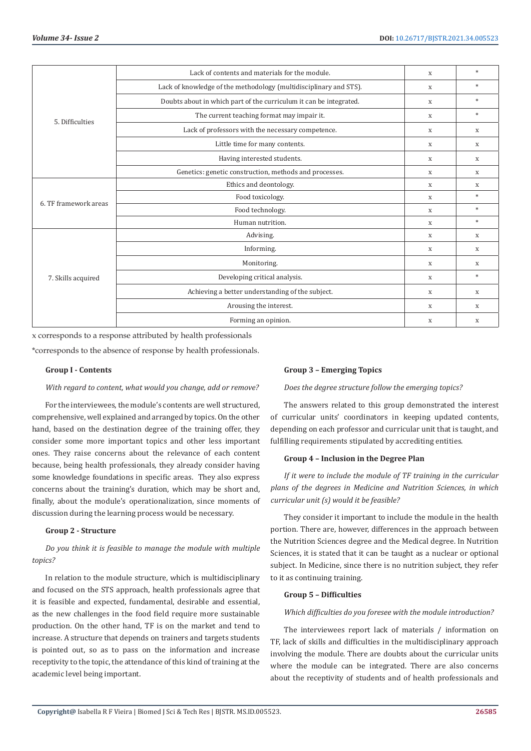| | | | |
|---|---|---|---|
| 5. Difficulties | Lack of contents and materials for the module. | x | * |
| | Lack of knowledge of the methodology (multidisciplinary and STS). | x | * |
| | Doubts about in which part of the curriculum it can be integrated. | x | * |
| | The current teaching format may impair it. | x | * |
| | Lack of professors with the necessary competence. | x | x |
| | Little time for many contents. | x | x |
| | Having interested students. | x | x |
| | Genetics: genetic construction, methods and processes. | x | x |
| 6. TF framework areas | Ethics and deontology. | x | x |
| | Food toxicology. | x | * |
| | Food technology. | x | * |
| | Human nutrition. | x | * |
| 7. Skills acquired | Advising. | x | x |
| | Informing. | x | x |
| | Monitoring. | x | x |
| | Developing critical analysis. | x | * |
| | Achieving a better understanding of the subject. | x | x |
| | Arousing the interest. | x | x |
| | Forming an opinion. | x | x |

x corresponds to a response attributed by health professionals

*corresponds to the absence of response by health professionals.

**Group I - Contents**

*With regard to content, what would you change, add or remove?*

For the interviewees, the module's contents are well structured, comprehensive, well explained and arranged by topics. On the other hand, based on the destination degree of the training offer, they consider some more important topics and other less important ones. They raise concerns about the relevance of each content because, being health professionals, they already consider having some knowledge foundations in specific areas. They also express concerns about the training's duration, which may be short and, finally, about the module's operationalization, since moments of discussion during the learning process would be necessary.

**Group 2 - Structure**

*Do you think it is feasible to manage the module with multiple topics?*

In relation to the module structure, which is multidisciplinary and focused on the STS approach, health professionals agree that it is feasible and expected, fundamental, desirable and essential, as the new challenges in the food field require more sustainable production. On the other hand, TF is on the market and tend to increase. A structure that depends on trainers and targets students is pointed out, so as to pass on the information and increase receptivity to the topic, the attendance of this kind of training at the academic level being important.

**Group 3 – Emerging Topics**

*Does the degree structure follow the emerging topics?*

The answers related to this group demonstrated the interest of curricular units' coordinators in keeping updated contents, depending on each professor and curricular unit that is taught, and fulfilling requirements stipulated by accrediting entities.

**Group 4 – Inclusion in the Degree Plan**

*If it were to include the module of TF training in the curricular plans of the degrees in Medicine and Nutrition Sciences, in which curricular unit (s) would it be feasible?*

They consider it important to include the module in the health portion. There are, however, differences in the approach between the Nutrition Sciences degree and the Medical degree. In Nutrition Sciences, it is stated that it can be taught as a nuclear or optional subject. In Medicine, since there is no nutrition subject, they refer to it as continuing training.

**Group 5 – Difficulties**

*Which difficulties do you foresee with the module introduction?*

The interviewees report lack of materials / information on TF, lack of skills and difficulties in the multidisciplinary approach involving the module. There are doubts about the curricular units where the module can be integrated. There are also concerns about the receptivity of students and of health professionals and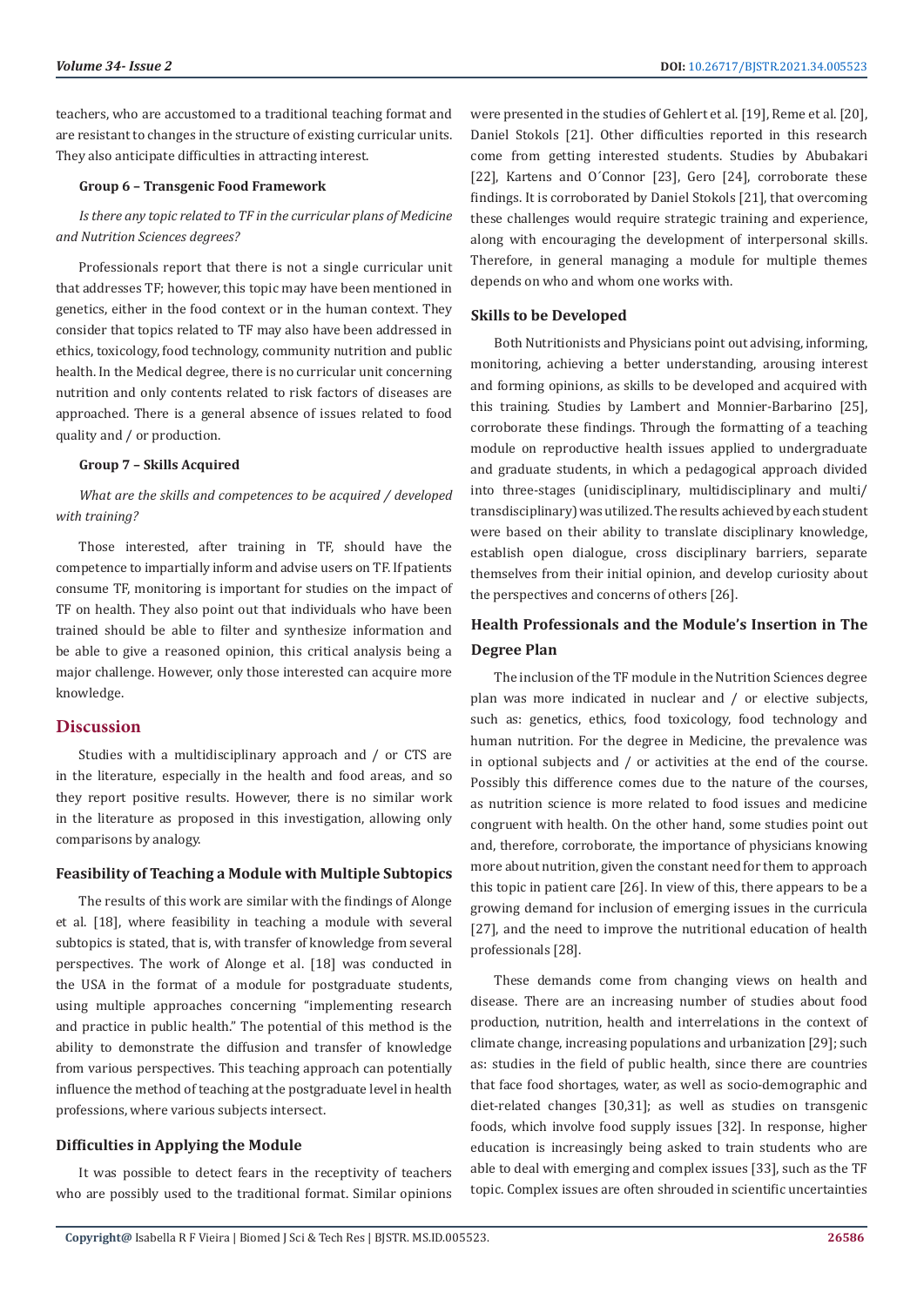teachers, who are accustomed to a traditional teaching format and are resistant to changes in the structure of existing curricular units. They also anticipate difficulties in attracting interest.

**Group 6 – Transgenic Food Framework**

*Is there any topic related to TF in the curricular plans of Medicine and Nutrition Sciences degrees?*

Professionals report that there is not a single curricular unit that addresses TF; however, this topic may have been mentioned in genetics, either in the food context or in the human context. They consider that topics related to TF may also have been addressed in ethics, toxicology, food technology, community nutrition and public health. In the Medical degree, there is no curricular unit concerning nutrition and only contents related to risk factors of diseases are approached. There is a general absence of issues related to food quality and / or production.

**Group 7 – Skills Acquired**

*What are the skills and competences to be acquired / developed with training?*

Those interested, after training in TF, should have the competence to impartially inform and advise users on TF. If patients consume TF, monitoring is important for studies on the impact of TF on health. They also point out that individuals who have been trained should be able to filter and synthesize information and be able to give a reasoned opinion, this critical analysis being a major challenge. However, only those interested can acquire more knowledge.

## Discussion

Studies with a multidisciplinary approach and / or CTS are in the literature, especially in the health and food areas, and so they report positive results. However, there is no similar work in the literature as proposed in this investigation, allowing only comparisons by analogy.

### Feasibility of Teaching a Module with Multiple Subtopics

The results of this work are similar with the findings of Alonge et al. [18], where feasibility in teaching a module with several subtopics is stated, that is, with transfer of knowledge from several perspectives. The work of Alonge et al. [18] was conducted in the USA in the format of a module for postgraduate students, using multiple approaches concerning "implementing research and practice in public health." The potential of this method is the ability to demonstrate the diffusion and transfer of knowledge from various perspectives. This teaching approach can potentially influence the method of teaching at the postgraduate level in health professions, where various subjects intersect.

### Difficulties in Applying the Module

It was possible to detect fears in the receptivity of teachers who are possibly used to the traditional format. Similar opinions were presented in the studies of Gehlert et al. [19], Reme et al. [20], Daniel Stokols [21]. Other difficulties reported in this research come from getting interested students. Studies by Abubakari [22], Kartens and O´Connor [23], Gero [24], corroborate these findings. It is corroborated by Daniel Stokols [21], that overcoming these challenges would require strategic training and experience, along with encouraging the development of interpersonal skills. Therefore, in general managing a module for multiple themes depends on who and whom one works with.

### Skills to be Developed

Both Nutritionists and Physicians point out advising, informing, monitoring, achieving a better understanding, arousing interest and forming opinions, as skills to be developed and acquired with this training. Studies by Lambert and Monnier-Barbarino [25], corroborate these findings. Through the formatting of a teaching module on reproductive health issues applied to undergraduate and graduate students, in which a pedagogical approach divided into three-stages (unidisciplinary, multidisciplinary and multi/transdisciplinary) was utilized. The results achieved by each student were based on their ability to translate disciplinary knowledge, establish open dialogue, cross disciplinary barriers, separate themselves from their initial opinion, and develop curiosity about the perspectives and concerns of others [26].

### Health Professionals and the Module's Insertion in The Degree Plan

The inclusion of the TF module in the Nutrition Sciences degree plan was more indicated in nuclear and / or elective subjects, such as: genetics, ethics, food toxicology, food technology and human nutrition. For the degree in Medicine, the prevalence was in optional subjects and / or activities at the end of the course. Possibly this difference comes due to the nature of the courses, as nutrition science is more related to food issues and medicine congruent with health. On the other hand, some studies point out and, therefore, corroborate, the importance of physicians knowing more about nutrition, given the constant need for them to approach this topic in patient care [26]. In view of this, there appears to be a growing demand for inclusion of emerging issues in the curricula [27], and the need to improve the nutritional education of health professionals [28].

These demands come from changing views on health and disease. There are an increasing number of studies about food production, nutrition, health and interrelations in the context of climate change, increasing populations and urbanization [29]; such as: studies in the field of public health, since there are countries that face food shortages, water, as well as socio-demographic and diet-related changes [30,31]; as well as studies on transgenic foods, which involve food supply issues [32]. In response, higher education is increasingly being asked to train students who are able to deal with emerging and complex issues [33], such as the TF topic. Complex issues are often shrouded in scientific uncertainties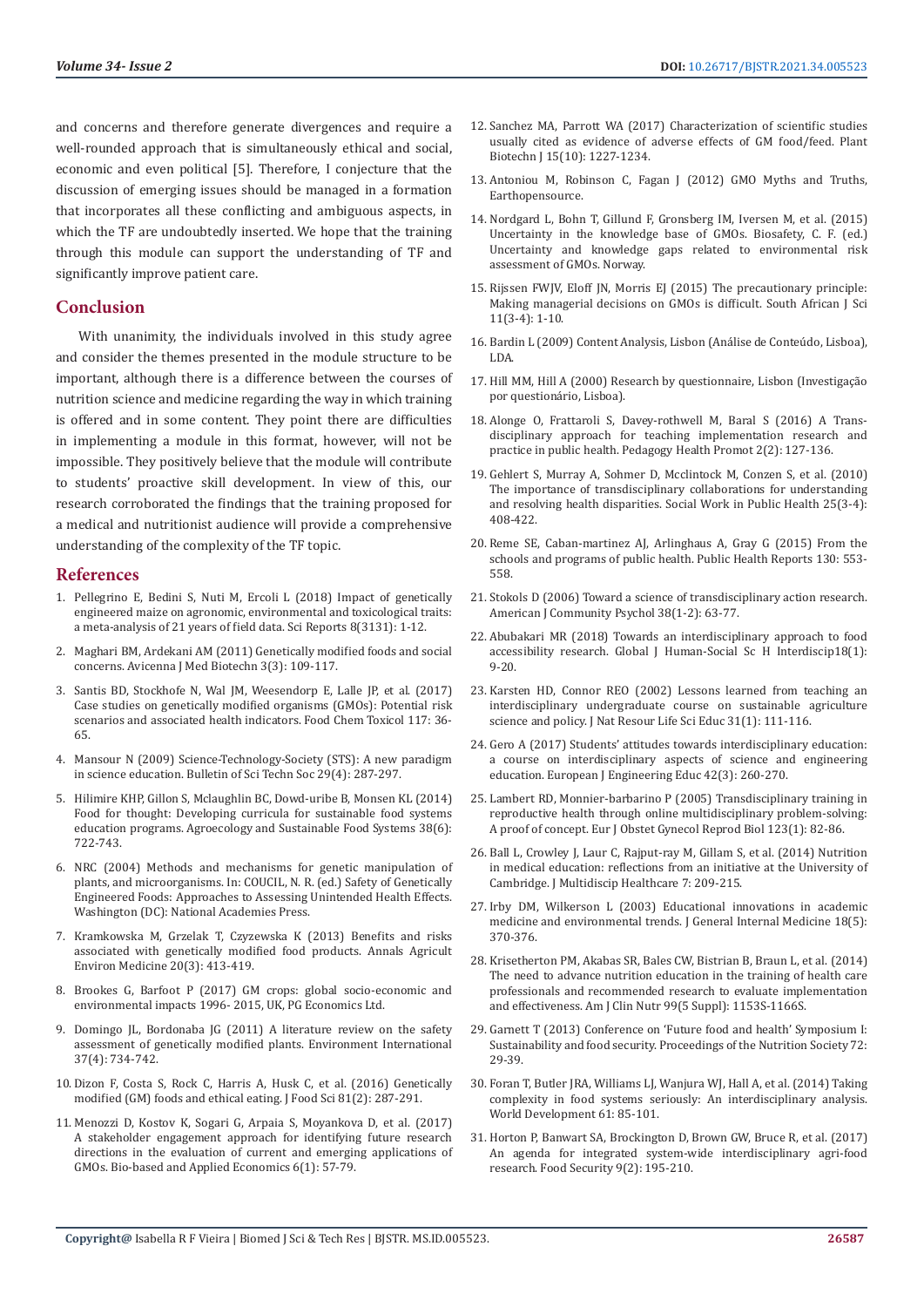and concerns and therefore generate divergences and require a well-rounded approach that is simultaneously ethical and social, economic and even political [5]. Therefore, I conjecture that the discussion of emerging issues should be managed in a formation that incorporates all these conflicting and ambiguous aspects, in which the TF are undoubtedly inserted. We hope that the training through this module can support the understanding of TF and significantly improve patient care.

## Conclusion

With unanimity, the individuals involved in this study agree and consider the themes presented in the module structure to be important, although there is a difference between the courses of nutrition science and medicine regarding the way in which training is offered and in some content. They point there are difficulties in implementing a module in this format, however, will not be impossible. They positively believe that the module will contribute to students' proactive skill development. In view of this, our research corroborated the findings that the training proposed for a medical and nutritionist audience will provide a comprehensive understanding of the complexity of the TF topic.

## References

1. Pellegrino E, Bedini S, Nuti M, Ercoli L (2018) Impact of genetically engineered maize on agronomic, environmental and toxicological traits: a meta-analysis of 21 years of field data. Sci Reports 8(3131): 1-12.
2. Maghari BM, Ardekani AM (2011) Genetically modified foods and social concerns. Avicenna J Med Biotechn 3(3): 109-117.
3. Santis BD, Stockhofe N, Wal JM, Weesendorp E, Lalle JP, et al. (2017) Case studies on genetically modified organisms (GMOs): Potential risk scenarios and associated health indicators. Food Chem Toxicol 117: 36-65.
4. Mansour N (2009) Science-Technology-Society (STS): A new paradigm in science education. Bulletin of Sci Techn Soc 29(4): 287-297.
5. Hilimire KHP, Gillon S, Mclaughlin BC, Dowd-uribe B, Monsen KL (2014) Food for thought: Developing curricula for sustainable food systems education programs. Agroecology and Sustainable Food Systems 38(6): 722-743.
6. NRC (2004) Methods and mechanisms for genetic manipulation of plants, and microorganisms. In: COUCIL, N. R. (ed.) Safety of Genetically Engineered Foods: Approaches to Assessing Unintended Health Effects. Washington (DC): National Academies Press.
7. Kramkowska M, Grzelak T, Czyzewska K (2013) Benefits and risks associated with genetically modified food products. Annals Agricult Environ Medicine 20(3): 413-419.
8. Brookes G, Barfoot P (2017) GM crops: global socio-economic and environmental impacts 1996- 2015, UK, PG Economics Ltd.
9. Domingo JL, Bordonaba JG (2011) A literature review on the safety assessment of genetically modified plants. Environment International 37(4): 734-742.
10. Dizon F, Costa S, Rock C, Harris A, Husk C, et al. (2016) Genetically modified (GM) foods and ethical eating. J Food Sci 81(2): 287-291.
11. Menozzi D, Kostov K, Sogari G, Arpaia S, Moyankova D, et al. (2017) A stakeholder engagement approach for identifying future research directions in the evaluation of current and emerging applications of GMOs. Bio-based and Applied Economics 6(1): 57-79.
12. Sanchez MA, Parrott WA (2017) Characterization of scientific studies usually cited as evidence of adverse effects of GM food/feed. Plant Biotechn J 15(10): 1227-1234.
13. Antoniou M, Robinson C, Fagan J (2012) GMO Myths and Truths, Earthopensource.
14. Nordgard L, Bohn T, Gillund F, Gronsberg IM, Iversen M, et al. (2015) Uncertainty in the knowledge base of GMOs. Biosafety, C. F. (ed.) Uncertainty and knowledge gaps related to environmental risk assessment of GMOs. Norway.
15. Rijssen FWJV, Eloff JN, Morris EJ (2015) The precautionary principle: Making managerial decisions on GMOs is difficult. South African J Sci 11(3-4): 1-10.
16. Bardin L (2009) Content Analysis, Lisbon (Análise de Conteúdo, Lisboa), LDA.
17. Hill MM, Hill A (2000) Research by questionnaire, Lisbon (Investigação por questionário, Lisboa).
18. Alonge O, Frattaroli S, Davey-rothwell M, Baral S (2016) A Trans-disciplinary approach for teaching implementation research and practice in public health. Pedagogy Health Promot 2(2): 127-136.
19. Gehlert S, Murray A, Sohmer D, Mcclintock M, Conzen S, et al. (2010) The importance of transdisciplinary collaborations for understanding and resolving health disparities. Social Work in Public Health 25(3-4): 408-422.
20. Reme SE, Caban-martinez AJ, Arlinghaus A, Gray G (2015) From the schools and programs of public health. Public Health Reports 130: 553-558.
21. Stokols D (2006) Toward a science of transdisciplinary action research. American J Community Psychol 38(1-2): 63-77.
22. Abubakari MR (2018) Towards an interdisciplinary approach to food accessibility research. Global J Human-Social Sc H Interdiscip18(1): 9-20.
23. Karsten HD, Connor REO (2002) Lessons learned from teaching an interdisciplinary undergraduate course on sustainable agriculture science and policy. J Nat Resour Life Sci Educ 31(1): 111-116.
24. Gero A (2017) Students' attitudes towards interdisciplinary education: a course on interdisciplinary aspects of science and engineering education. European J Engineering Educ 42(3): 260-270.
25. Lambert RD, Monnier-barbarino P (2005) Transdisciplinary training in reproductive health through online multidisciplinary problem-solving: A proof of concept. Eur J Obstet Gynecol Reprod Biol 123(1): 82-86.
26. Ball L, Crowley J, Laur C, Rajput-ray M, Gillam S, et al. (2014) Nutrition in medical education: reflections from an initiative at the University of Cambridge. J Multidiscip Healthcare 7: 209-215.
27. Irby DM, Wilkerson L (2003) Educational innovations in academic medicine and environmental trends. J General Internal Medicine 18(5): 370-376.
28. Krisetherton PM, Akabas SR, Bales CW, Bistrian B, Braun L, et al. (2014) The need to advance nutrition education in the training of health care professionals and recommended research to evaluate implementation and effectiveness. Am J Clin Nutr 99(5 Suppl): 1153S-1166S.
29. Garnett T (2013) Conference on 'Future food and health' Symposium I: Sustainability and food security. Proceedings of the Nutrition Society 72: 29-39.
30. Foran T, Butler JRA, Williams LJ, Wanjura WJ, Hall A, et al. (2014) Taking complexity in food systems seriously: An interdisciplinary analysis. World Development 61: 85-101.
31. Horton P, Banwart SA, Brockington D, Brown GW, Bruce R, et al. (2017) An agenda for integrated system-wide interdisciplinary agri-food research. Food Security 9(2): 195-210.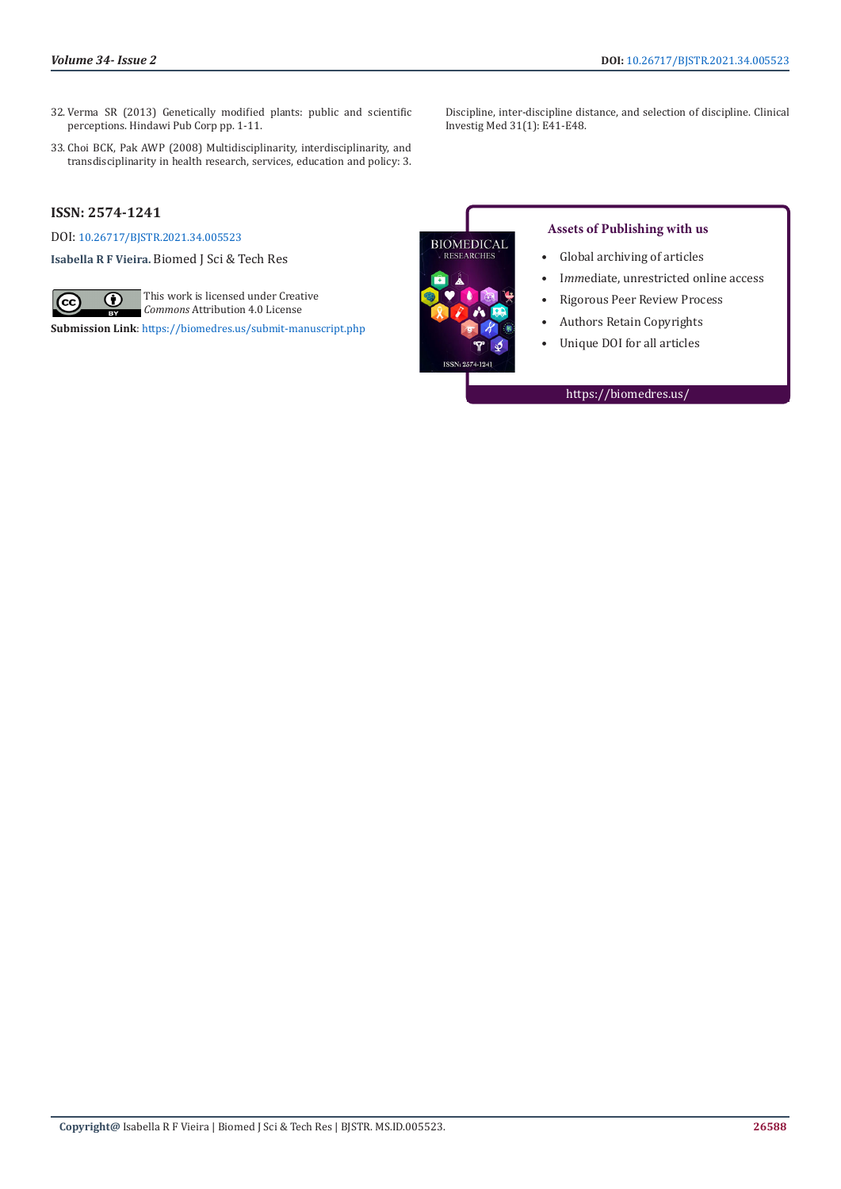32. Verma SR (2013) Genetically modified plants: public and scientific perceptions. Hindawi Pub Corp pp. 1-11.
33. Choi BCK, Pak AWP (2008) Multidisciplinarity, interdisciplinarity, and transdisciplinarity in health research, services, education and policy: 3. Discipline, inter-discipline distance, and selection of discipline. Clinical Investig Med 31(1): E41-E48.

**ISSN: 2574-1241**

DOI: 10.26717/BJSTR.2021.34.005523

**Isabella R F Vieira.** Biomed J Sci & Tech Res

This work is licensed under Creative *Commons* Attribution 4.0 License

**Submission Link**: https://biomedres.us/submit-manuscript.php

**Assets of Publishing with us**

- Global archiving of articles
- Immediate, unrestricted online access
- Rigorous Peer Review Process
- Authors Retain Copyrights
- Unique DOI for all articles

https://biomedres.us/